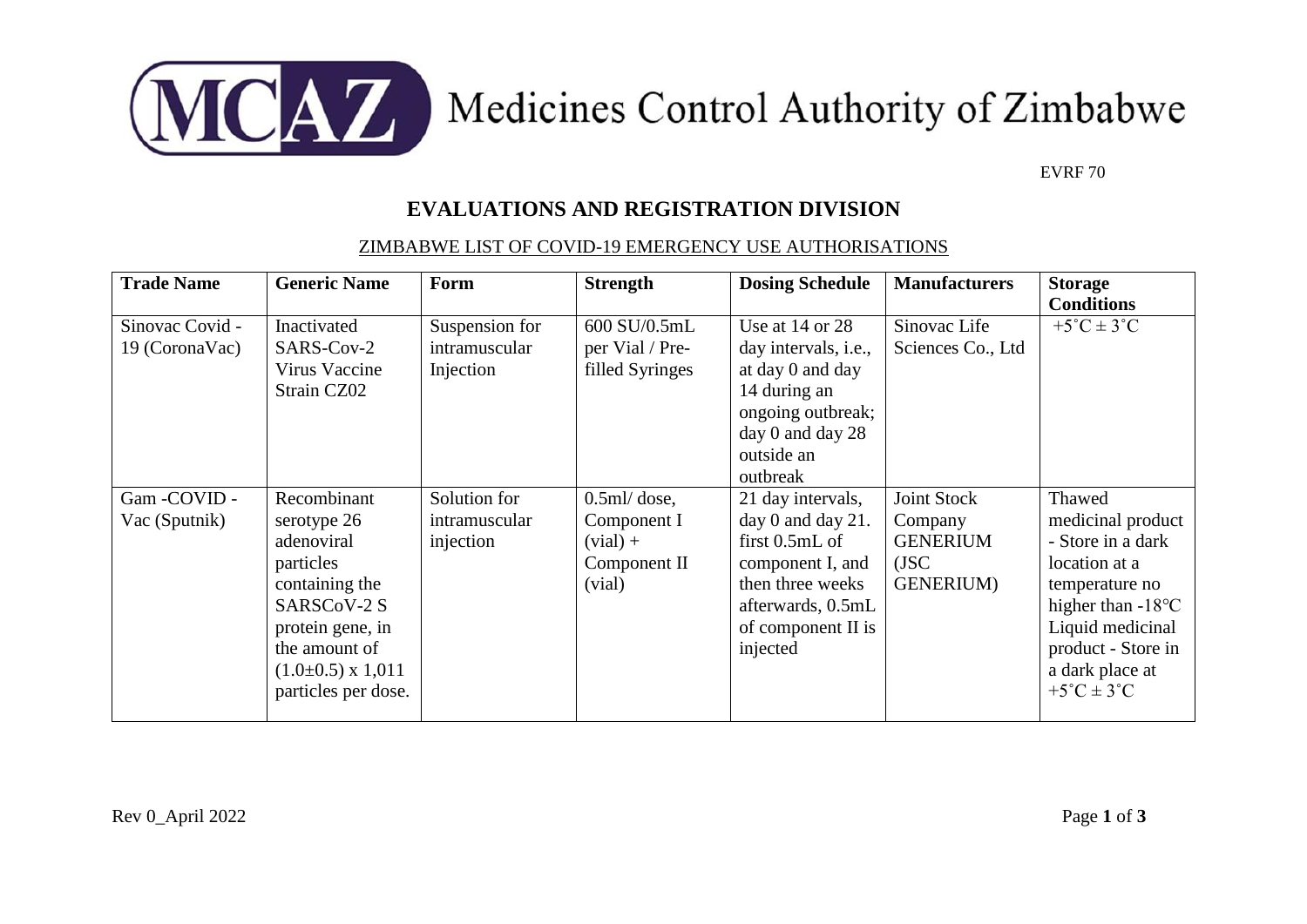# Medicines Control Authority of Zimbabwe

EVRF 70

## EVALUATIONS AND REGISTRATION DIVISION

### ZIMBABWE LIST OF COVID-19 EMERGENCY USE AUTHORISATIONS

| Trade Name | Generic Name | Form | Strength | Dosing Schedule | Manufacturers | Storage Conditions |
|---|---|---|---|---|---|---|
| Sinovac Covid - 19 (CoronaVac) | Inactivated SARS-Cov-2 Virus Vaccine Strain CZ02 | Suspension for intramuscular Injection | 600 SU/0.5mL per Vial / Pre-filled Syringes | Use at 14 or 28 day intervals, i.e., at day 0 and day 14 during an ongoing outbreak; day 0 and day 28 outside an outbreak | Sinovac Life Sciences Co., Ltd | +5˚C ± 3˚C |
| Gam -COVID - Vac (Sputnik) | Recombinant serotype 26 adenoviral particles containing the SARSCoV-2 S protein gene, in the amount of (1.0±0.5) x 1,011 particles per dose. | Solution for intramuscular injection | 0.5ml/ dose, Component I (vial) + Component II (vial) | 21 day intervals, day 0 and day 21. first 0.5mL of component I, and then three weeks afterwards, 0.5mL of component II is injected | Joint Stock Company GENERIUM (JSC GENERIUM) | Thawed medicinal product - Store in a dark location at a temperature no higher than -18℃ Liquid medicinal product - Store in a dark place at +5˚C ± 3˚C |

Rev 0_April 2022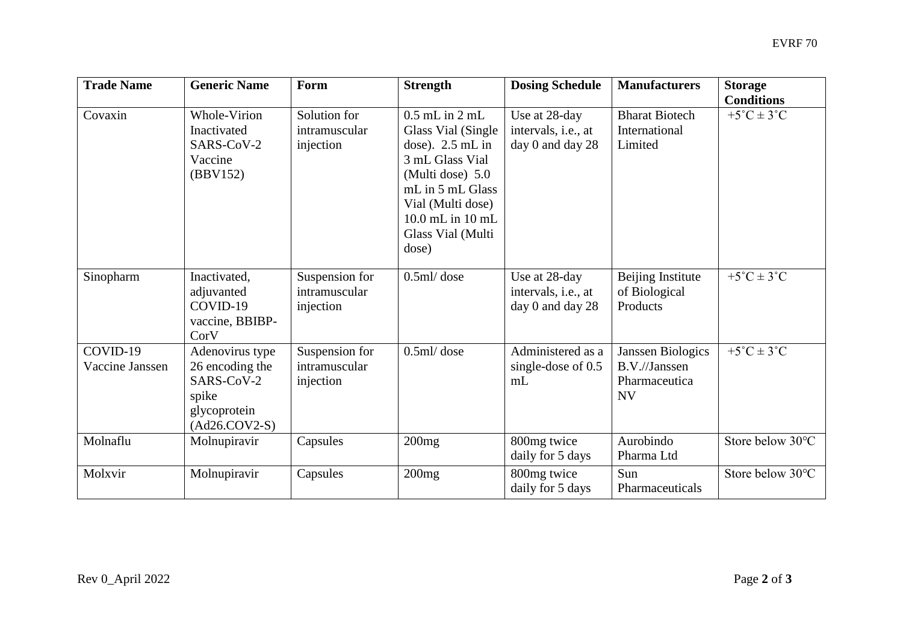| Trade Name | Generic Name | Form | Strength | Dosing Schedule | Manufacturers | Storage Conditions |
|---|---|---|---|---|---|---|
| Covaxin | Whole-Virion Inactivated SARS-CoV-2 Vaccine (BBV152) | Solution for intramuscular injection | 0.5 mL in 2 mL Glass Vial (Single dose). 2.5 mL in 3 mL Glass Vial (Multi dose) 5.0 mL in 5 mL Glass Vial (Multi dose) 10.0 mL in 10 mL Glass Vial (Multi dose) | Use at 28-day intervals, i.e., at day 0 and day 28 | Bharat Biotech International Limited | $+5^{\circ}C \pm 3^{\circ}C$ |
| Sinopharm | Inactivated, adjuvanted COVID-19 vaccine, BBIBP-CorV | Suspension for intramuscular injection | 0.5ml/ dose | Use at 28-day intervals, i.e., at day 0 and day 28 | Beijing Institute of Biological Products | $+5^{\circ}C \pm 3^{\circ}C$ |
| COVID-19 Vaccine Janssen | Adenovirus type 26 encoding the SARS-CoV-2 spike glycoprotein (Ad26.COV2-S) | Suspension for intramuscular injection | 0.5ml/ dose | Administered as a single-dose of 0.5 mL | Janssen Biologics B.V.//Janssen Pharmaceutica NV | $+5^{\circ}C \pm 3^{\circ}C$ |
| Molnaflu | Molnupiravir | Capsules | 200mg | 800mg twice daily for 5 days | Aurobindo Pharma Ltd | Store below 30℃ |
| Molxvir | Molnupiravir | Capsules | 200mg | 800mg twice daily for 5 days | Sun Pharmaceuticals | Store below 30℃ |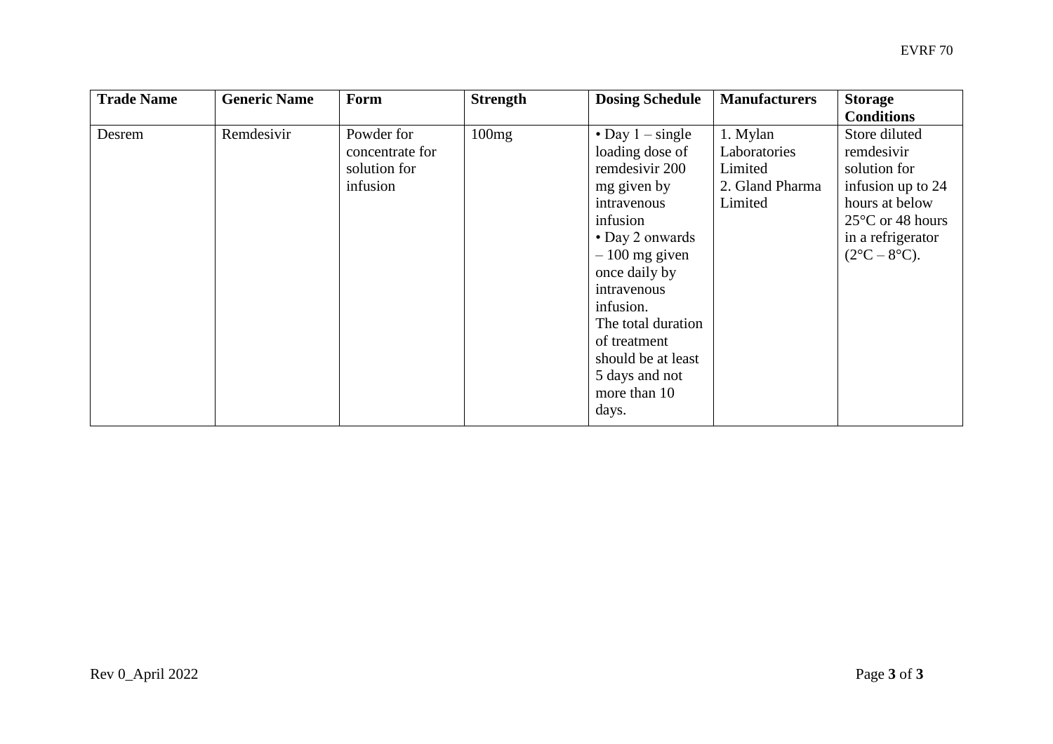| Trade Name | Generic Name | Form | Strength | Dosing Schedule | Manufacturers | Storage Conditions |
|---|---|---|---|---|---|---|
| Desrem | Remdesivir | Powder for concentrate for solution for infusion | 100mg | • Day 1 – single loading dose of remdesivir 200 mg given by intravenous infusion<br>• Day 2 onwards – 100 mg given once daily by intravenous infusion.<br>The total duration of treatment should be at least 5 days and not more than 10 days. | 1. Mylan Laboratories Limited<br>2. Gland Pharma Limited | Store diluted remdesivir solution for infusion up to 24 hours at below 25°C or 48 hours in a refrigerator (2°C – 8°C). |